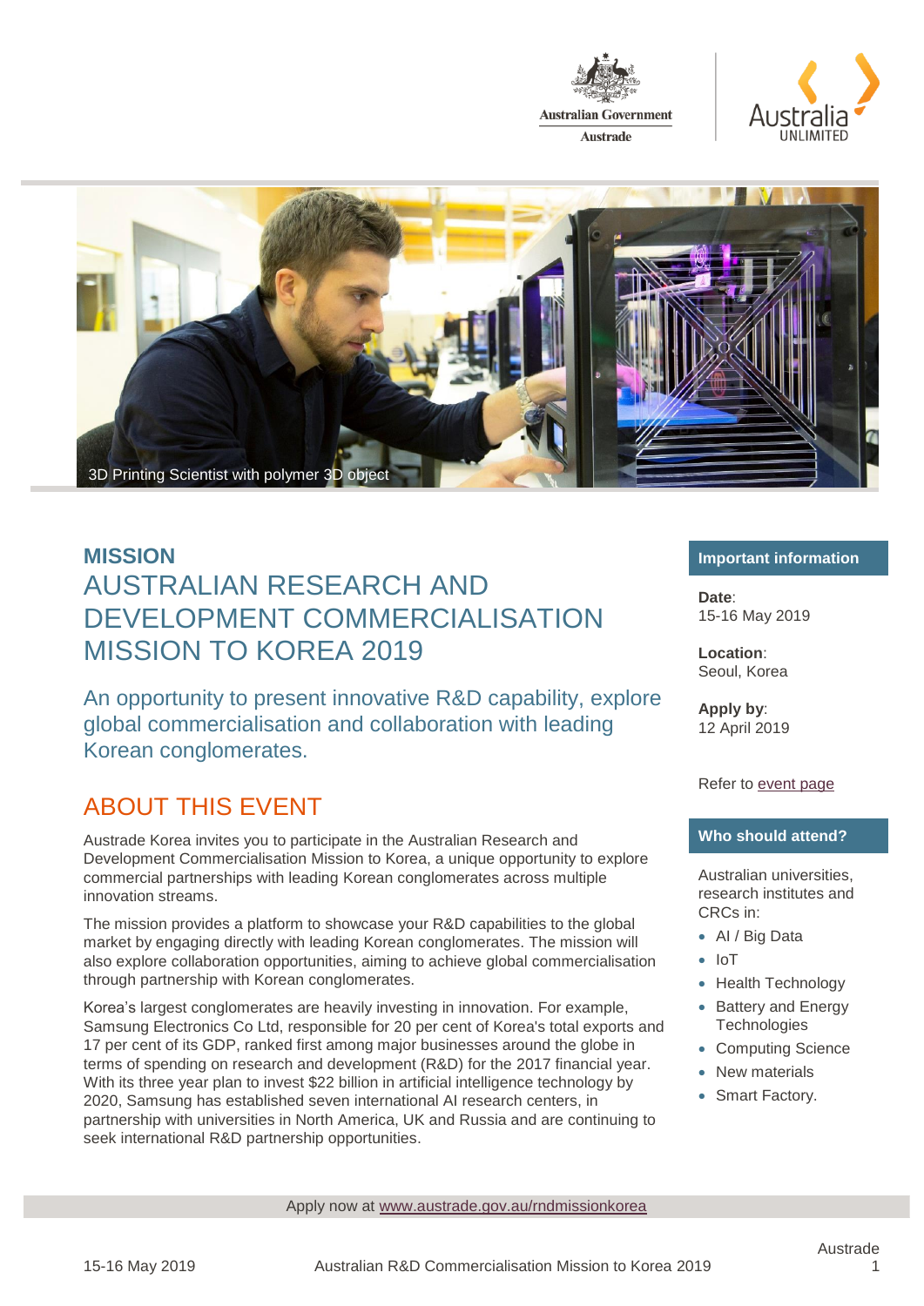3D Printing Scientist with polymer 3D object

## MISSION

# AUSTRALIAN RESEARCH AND DEVELOPMENT COMMERCIALISATION MISSION TO KOREA 2019

An opportunity to present innovative R&D capability, explore global commercialisation and collaboration with leading Korean conglomerates.

## ABOUT THIS EVENT

Austrade Korea invites you to participate in the Australian Research and Development Commercialisation Mission to Korea, a unique opportunity to explore commercial partnerships with leading Korean conglomerates across multiple innovation streams.

The mission provides a platform to showcase your R&D capabilities to the global market by engaging directly with leading Korean conglomerates. The mission will also explore collaboration opportunities, aiming to achieve global commercialisation through partnership with Korean conglomerates.

Korea's largest conglomerates are heavily investing in innovation. For example, Samsung Electronics Co Ltd, responsible for 20 per cent of Korea's total exports and 17 per cent of its GDP, ranked first among major businesses around the globe in terms of spending on research and development (R&D) for the 2017 financial year. With its three year plan to invest $22 billion in artificial intelligence technology by 2020, Samsung has established seven international AI research centers, in partnership with universities in North America, UK and Russia and are continuing to seek international R&D partnership opportunities.

### Important information

**Date**:
15-16 May 2019

**Location**:
Seoul, Korea

**Apply by**:
12 April 2019

Refer to event page

### Who should attend?

Australian universities, research institutes and CRCs in:

- AI / Big Data
- IoT
- Health Technology
- Battery and Energy Technologies
- Computing Science
- New materials
- Smart Factory.

Apply now at www.austrade.gov.au/rndmissionkorea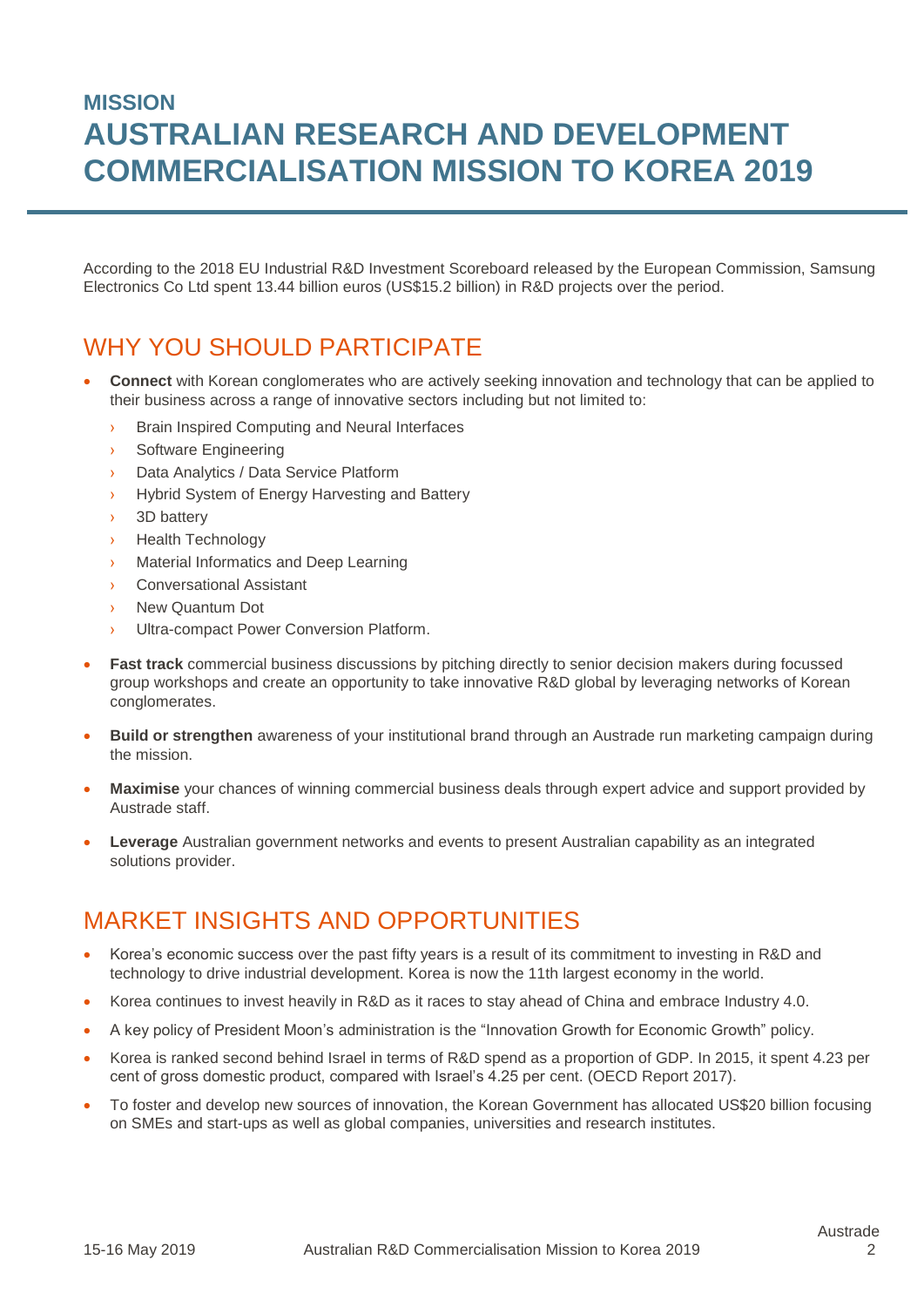## MISSION

# AUSTRALIAN RESEARCH AND DEVELOPMENT COMMERCIALISATION MISSION TO KOREA 2019

According to the 2018 EU Industrial R&D Investment Scoreboard released by the European Commission, Samsung Electronics Co Ltd spent 13.44 billion euros (US$15.2 billion) in R&D projects over the period.

## WHY YOU SHOULD PARTICIPATE

- **Connect** with Korean conglomerates who are actively seeking innovation and technology that can be applied to their business across a range of innovative sectors including but not limited to:
  - Brain Inspired Computing and Neural Interfaces
  - Software Engineering
  - Data Analytics / Data Service Platform
  - Hybrid System of Energy Harvesting and Battery
  - 3D battery
  - Health Technology
  - Material Informatics and Deep Learning
  - Conversational Assistant
  - New Quantum Dot
  - Ultra-compact Power Conversion Platform.
- **Fast track** commercial business discussions by pitching directly to senior decision makers during focussed group workshops and create an opportunity to take innovative R&D global by leveraging networks of Korean conglomerates.
- **Build or strengthen** awareness of your institutional brand through an Austrade run marketing campaign during the mission.
- **Maximise** your chances of winning commercial business deals through expert advice and support provided by Austrade staff.
- **Leverage** Australian government networks and events to present Australian capability as an integrated solutions provider.

## MARKET INSIGHTS AND OPPORTUNITIES

- Korea's economic success over the past fifty years is a result of its commitment to investing in R&D and technology to drive industrial development. Korea is now the 11th largest economy in the world.
- Korea continues to invest heavily in R&D as it races to stay ahead of China and embrace Industry 4.0.
- A key policy of President Moon's administration is the "Innovation Growth for Economic Growth" policy.
- Korea is ranked second behind Israel in terms of R&D spend as a proportion of GDP. In 2015, it spent 4.23 per cent of gross domestic product, compared with Israel's 4.25 per cent. (OECD Report 2017).
- To foster and develop new sources of innovation, the Korean Government has allocated US$20 billion focusing on SMEs and start-ups as well as global companies, universities and research institutes.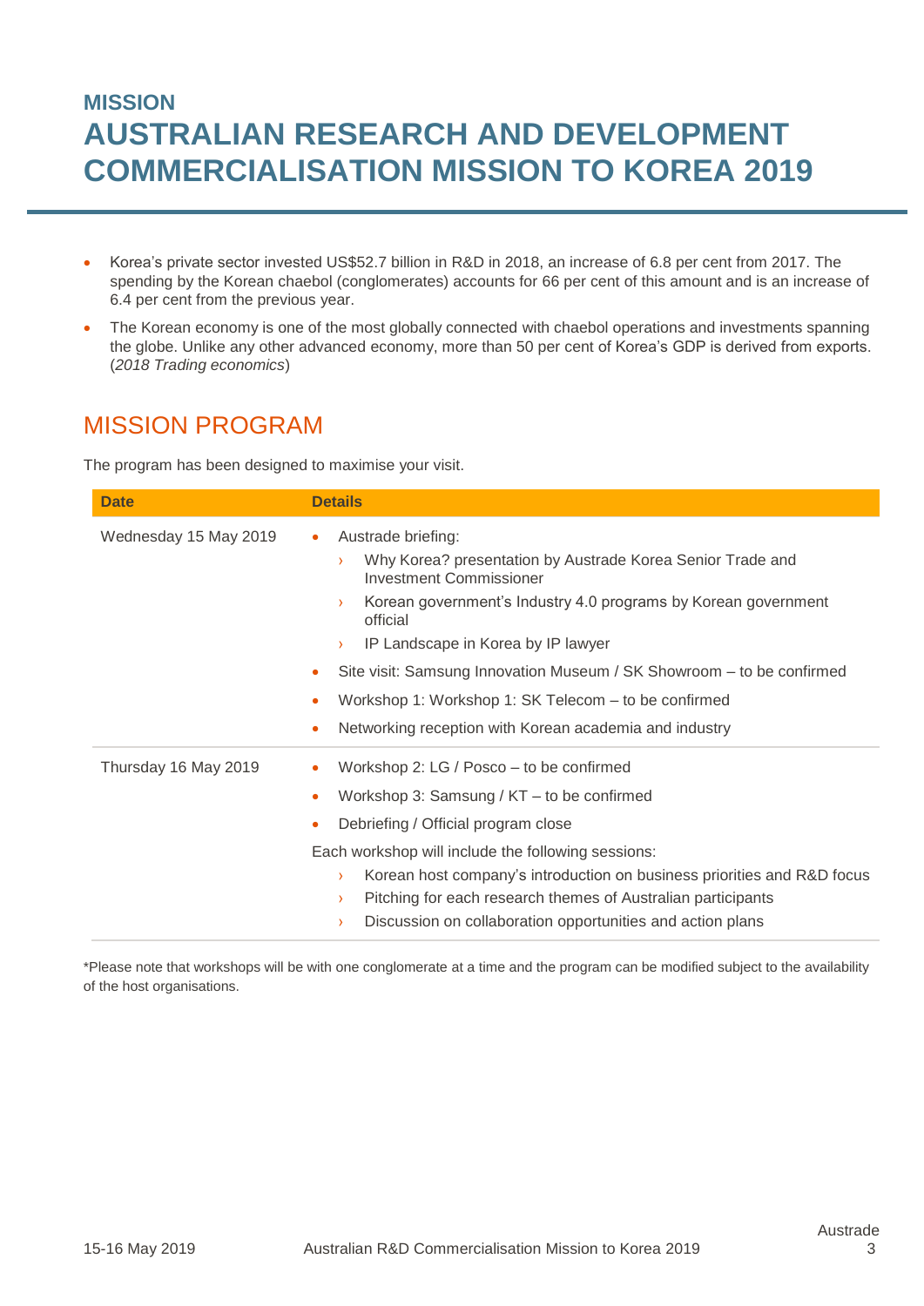# MISSION
# AUSTRALIAN RESEARCH AND DEVELOPMENT COMMERCIALISATION MISSION TO KOREA 2019

- Korea's private sector invested US$52.7 billion in R&D in 2018, an increase of 6.8 per cent from 2017. The spending by the Korean chaebol (conglomerates) accounts for 66 per cent of this amount and is an increase of 6.4 per cent from the previous year.
- The Korean economy is one of the most globally connected with chaebol operations and investments spanning the globe. Unlike any other advanced economy, more than 50 per cent of Korea's GDP is derived from exports. (*2018 Trading economics*)

## MISSION PROGRAM

The program has been designed to maximise your visit.

| Date | Details |
|---|---|
| Wednesday 15 May 2019 | • Austrade briefing:<br>› Why Korea? presentation by Austrade Korea Senior Trade and Investment Commissioner<br>› Korean government's Industry 4.0 programs by Korean government official<br>› IP Landscape in Korea by IP lawyer<br>• Site visit: Samsung Innovation Museum / SK Showroom – to be confirmed<br>• Workshop 1: Workshop 1: SK Telecom – to be confirmed<br>• Networking reception with Korean academia and industry |
| Thursday 16 May 2019 | • Workshop 2: LG / Posco – to be confirmed<br>• Workshop 3: Samsung / KT – to be confirmed<br>• Debriefing / Official program close<br>Each workshop will include the following sessions:<br>› Korean host company's introduction on business priorities and R&D focus<br>› Pitching for each research themes of Australian participants<br>› Discussion on collaboration opportunities and action plans |

*Please note that workshops will be with one conglomerate at a time and the program can be modified subject to the availability of the host organisations.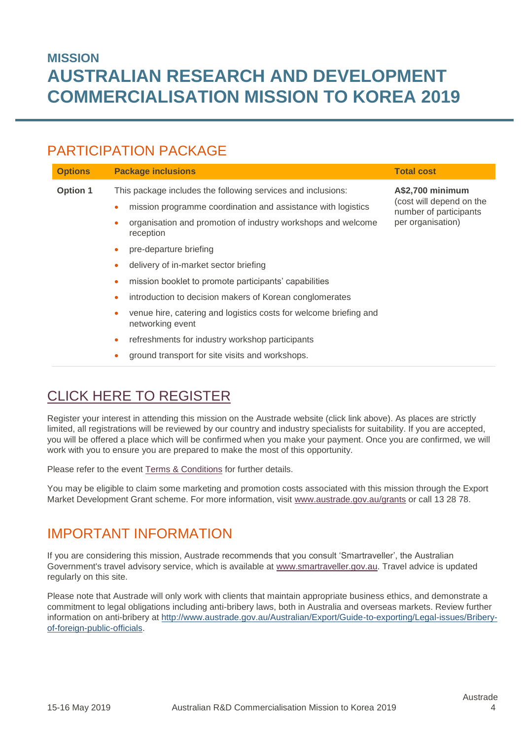# MISSION
# AUSTRALIAN RESEARCH AND DEVELOPMENT COMMERCIALISATION MISSION TO KOREA 2019

## PARTICIPATION PACKAGE

| Options | Package inclusions | Total cost |
|---|---|---|
| **Option 1** | This package includes the following services and inclusions:<br>• mission programme coordination and assistance with logistics<br>• organisation and promotion of industry workshops and welcome reception<br>• pre-departure briefing<br>• delivery of in-market sector briefing<br>• mission booklet to promote participants' capabilities<br>• introduction to decision makers of Korean conglomerates<br>• venue hire, catering and logistics costs for welcome briefing and networking event<br>• refreshments for industry workshop participants<br>• ground transport for site visits and workshops. | **A$2,700 minimum**<br>(cost will depend on the number of participants per organisation) |

## CLICK HERE TO REGISTER

Register your interest in attending this mission on the Austrade website (click link above). As places are strictly limited, all registrations will be reviewed by our country and industry specialists for suitability. If you are accepted, you will be offered a place which will be confirmed when you make your payment. Once you are confirmed, we will work with you to ensure you are prepared to make the most of this opportunity.

Please refer to the event Terms & Conditions for further details.

You may be eligible to claim some marketing and promotion costs associated with this mission through the Export Market Development Grant scheme. For more information, visit www.austrade.gov.au/grants or call 13 28 78.

## IMPORTANT INFORMATION

If you are considering this mission, Austrade recommends that you consult 'Smartraveller', the Australian Government's travel advisory service, which is available at www.smartraveller.gov.au. Travel advice is updated regularly on this site.

Please note that Austrade will only work with clients that maintain appropriate business ethics, and demonstrate a commitment to legal obligations including anti-bribery laws, both in Australia and overseas markets. Review further information on anti-bribery at http://www.austrade.gov.au/Australian/Export/Guide-to-exporting/Legal-issues/Bribery-of-foreign-public-officials.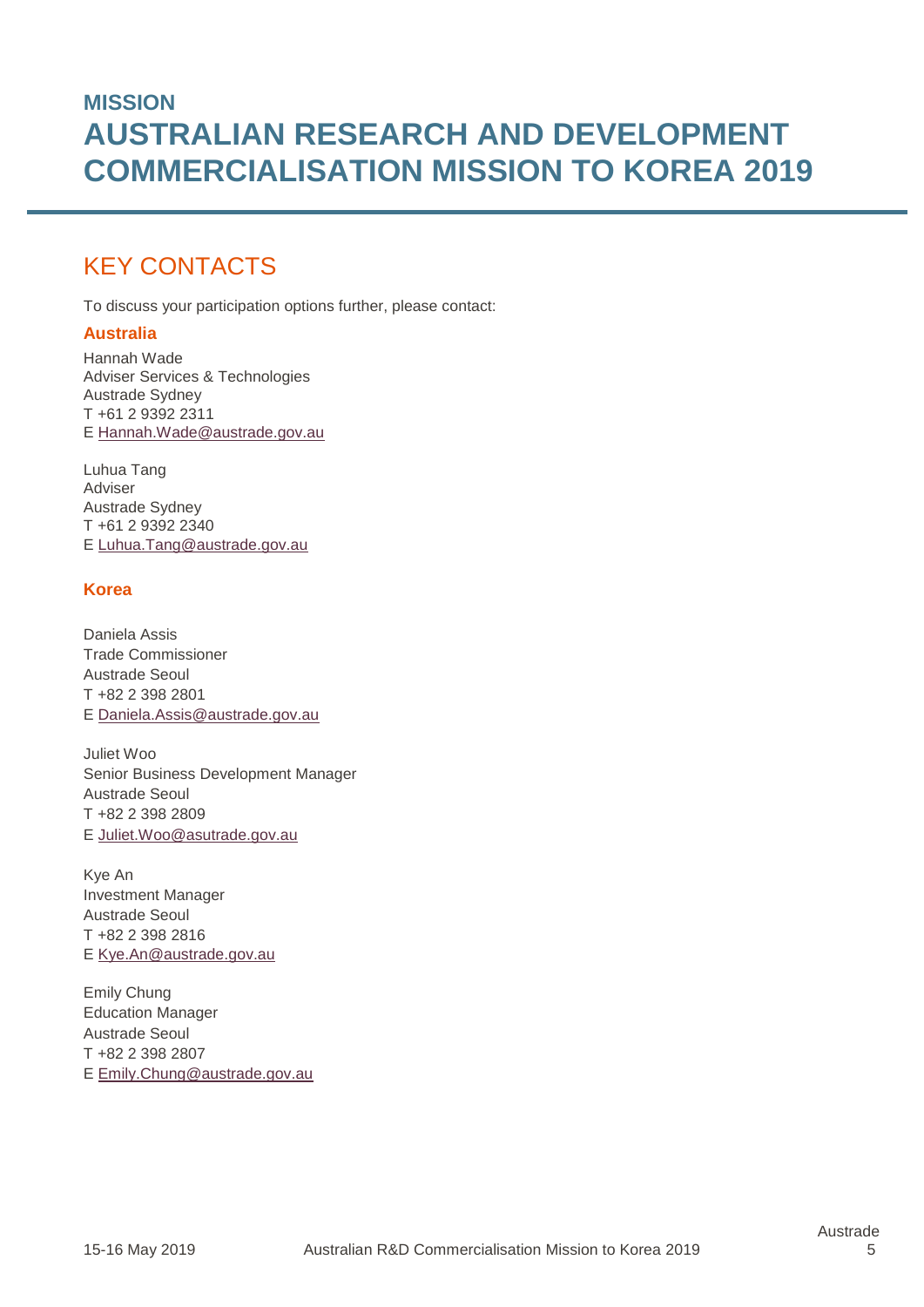# MISSION
# AUSTRALIAN RESEARCH AND DEVELOPMENT COMMERCIALISATION MISSION TO KOREA 2019

## KEY CONTACTS

To discuss your participation options further, please contact:

### Australia

Hannah Wade
Adviser Services & Technologies
Austrade Sydney
T +61 2 9392 2311
E Hannah.Wade@austrade.gov.au

Luhua Tang
Adviser
Austrade Sydney
T +61 2 9392 2340
E Luhua.Tang@austrade.gov.au

### Korea

Daniela Assis
Trade Commissioner
Austrade Seoul
T +82 2 398 2801
E Daniela.Assis@austrade.gov.au

Juliet Woo
Senior Business Development Manager
Austrade Seoul
T +82 2 398 2809
E Juliet.Woo@asutrade.gov.au

Kye An
Investment Manager
Austrade Seoul
T +82 2 398 2816
E Kye.An@austrade.gov.au

Emily Chung
Education Manager
Austrade Seoul
T +82 2 398 2807
E Emily.Chung@austrade.gov.au